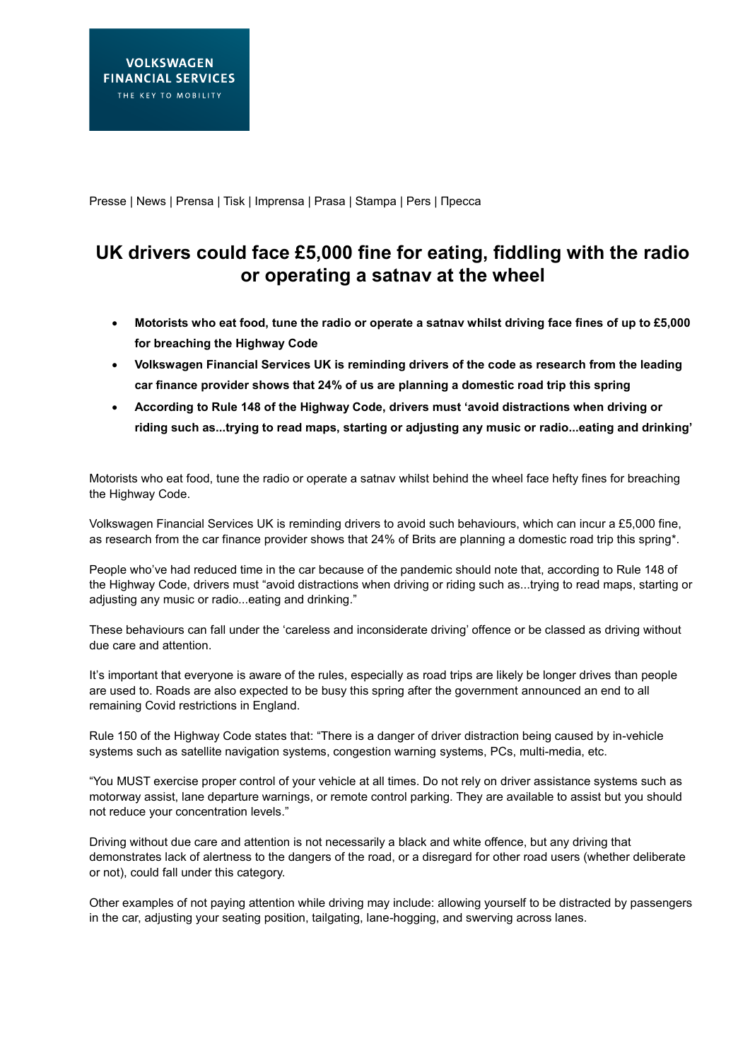VOLKSWAGEN
FINANCIAL SERVICES
THE KEY TO MOBILITY

Presse | News | Prensa | Tisk | Imprensa | Prasa | Stampa | Pers | Пресса

# UK drivers could face £5,000 fine for eating, fiddling with the radio or operating a satnav at the wheel

- **Motorists who eat food, tune the radio or operate a satnav whilst driving face fines of up to £5,000 for breaching the Highway Code**
- **Volkswagen Financial Services UK is reminding drivers of the code as research from the leading car finance provider shows that 24% of us are planning a domestic road trip this spring**
- **According to Rule 148 of the Highway Code, drivers must 'avoid distractions when driving or riding such as...trying to read maps, starting or adjusting any music or radio...eating and drinking'**

Motorists who eat food, tune the radio or operate a satnav whilst behind the wheel face hefty fines for breaching the Highway Code.

Volkswagen Financial Services UK is reminding drivers to avoid such behaviours, which can incur a £5,000 fine, as research from the car finance provider shows that 24% of Brits are planning a domestic road trip this spring*.

People who've had reduced time in the car because of the pandemic should note that, according to Rule 148 of the Highway Code, drivers must "avoid distractions when driving or riding such as...trying to read maps, starting or adjusting any music or radio...eating and drinking."

These behaviours can fall under the 'careless and inconsiderate driving' offence or be classed as driving without due care and attention.

It's important that everyone is aware of the rules, especially as road trips are likely be longer drives than people are used to. Roads are also expected to be busy this spring after the government announced an end to all remaining Covid restrictions in England.

Rule 150 of the Highway Code states that: "There is a danger of driver distraction being caused by in-vehicle systems such as satellite navigation systems, congestion warning systems, PCs, multi-media, etc.

"You MUST exercise proper control of your vehicle at all times. Do not rely on driver assistance systems such as motorway assist, lane departure warnings, or remote control parking. They are available to assist but you should not reduce your concentration levels."

Driving without due care and attention is not necessarily a black and white offence, but any driving that demonstrates lack of alertness to the dangers of the road, or a disregard for other road users (whether deliberate or not), could fall under this category.

Other examples of not paying attention while driving may include: allowing yourself to be distracted by passengers in the car, adjusting your seating position, tailgating, lane-hogging, and swerving across lanes.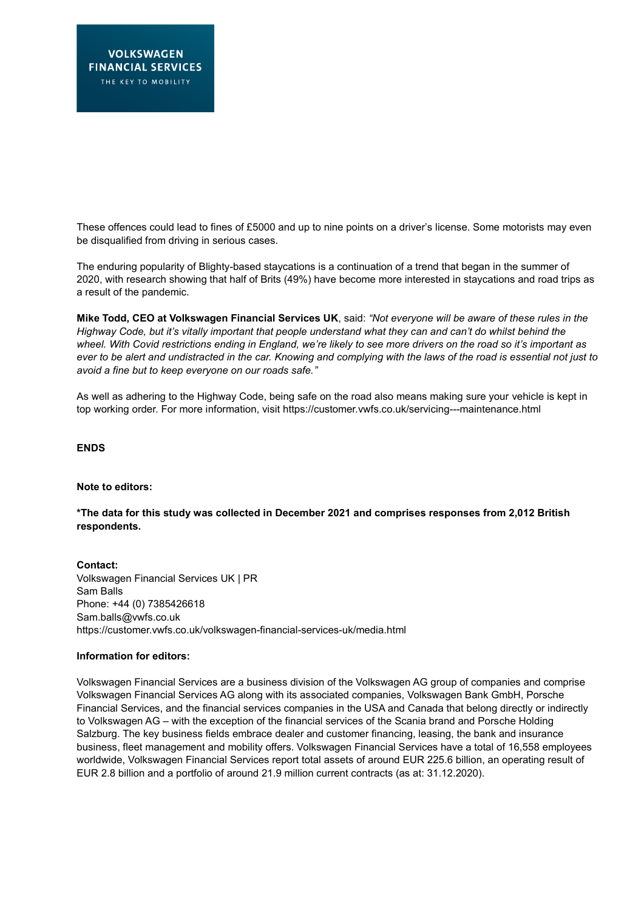These offences could lead to fines of £5000 and up to nine points on a driver's license. Some motorists may even be disqualified from driving in serious cases.

The enduring popularity of Blighty-based staycations is a continuation of a trend that began in the summer of 2020, with research showing that half of Brits (49%) have become more interested in staycations and road trips as a result of the pandemic.

**Mike Todd, CEO at Volkswagen Financial Services UK**, said: *"Not everyone will be aware of these rules in the Highway Code, but it's vitally important that people understand what they can and can't do whilst behind the wheel. With Covid restrictions ending in England, we're likely to see more drivers on the road so it's important as ever to be alert and undistracted in the car. Knowing and complying with the laws of the road is essential not just to avoid a fine but to keep everyone on our roads safe."*

As well as adhering to the Highway Code, being safe on the road also means making sure your vehicle is kept in top working order. For more information, visit https://customer.vwfs.co.uk/servicing---maintenance.html

**ENDS**

**Note to editors:**

***The data for this study was collected in December 2021 and comprises responses from 2,012 British respondents.**

**Contact:**
Volkswagen Financial Services UK | PR
Sam Balls
Phone: +44 (0) 7385426618
Sam.balls@vwfs.co.uk
https://customer.vwfs.co.uk/volkswagen-financial-services-uk/media.html

**Information for editors:**

Volkswagen Financial Services are a business division of the Volkswagen AG group of companies and comprise Volkswagen Financial Services AG along with its associated companies, Volkswagen Bank GmbH, Porsche Financial Services, and the financial services companies in the USA and Canada that belong directly or indirectly to Volkswagen AG – with the exception of the financial services of the Scania brand and Porsche Holding Salzburg. The key business fields embrace dealer and customer financing, leasing, the bank and insurance business, fleet management and mobility offers. Volkswagen Financial Services have a total of 16,558 employees worldwide, Volkswagen Financial Services report total assets of around EUR 225.6 billion, an operating result of EUR 2.8 billion and a portfolio of around 21.9 million current contracts (as at: 31.12.2020).